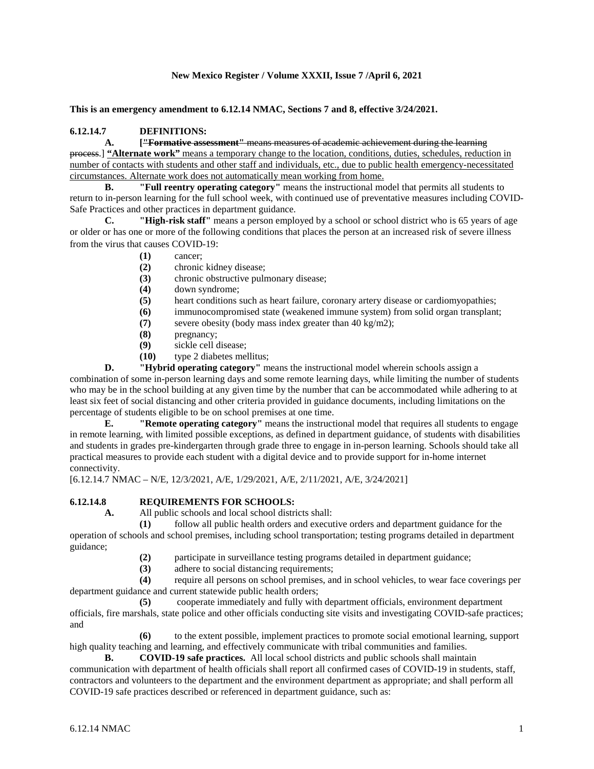**New Mexico Register / Volume XXXII, Issue 7 /April 6, 2021**

**This is an emergency amendment to 6.12.14 NMAC, Sections 7 and 8, effective 3/24/2021.**

**6.12.14.7 DEFINITIONS:**

**A.** [~~**"Formative assessment"** means measures of academic achievement during the learning process.~~] <u>**"Alternate work"** means a temporary change to the location, conditions, duties, schedules, reduction in number of contacts with students and other staff and individuals, etc., due to public health emergency-necessitated circumstances. Alternate work does not automatically mean working from home.</u>

**B. "Full reentry operating category"** means the instructional model that permits all students to return to in-person learning for the full school week, with continued use of preventative measures including COVID-Safe Practices and other practices in department guidance.

**C. "High-risk staff"** means a person employed by a school or school district who is 65 years of age or older or has one or more of the following conditions that places the person at an increased risk of severe illness from the virus that causes COVID-19:

**(1)** cancer;
**(2)** chronic kidney disease;
**(3)** chronic obstructive pulmonary disease;
**(4)** down syndrome;
**(5)** heart conditions such as heart failure, coronary artery disease or cardiomyopathies;
**(6)** immunocompromised state (weakened immune system) from solid organ transplant;
**(7)** severe obesity (body mass index greater than 40 kg/m2);
**(8)** pregnancy;
**(9)** sickle cell disease;
**(10)** type 2 diabetes mellitus;

**D. "Hybrid operating category"** means the instructional model wherein schools assign a combination of some in-person learning days and some remote learning days, while limiting the number of students who may be in the school building at any given time by the number that can be accommodated while adhering to at least six feet of social distancing and other criteria provided in guidance documents, including limitations on the percentage of students eligible to be on school premises at one time.

**E. "Remote operating category"** means the instructional model that requires all students to engage in remote learning, with limited possible exceptions, as defined in department guidance, of students with disabilities and students in grades pre-kindergarten through grade three to engage in in-person learning. Schools should take all practical measures to provide each student with a digital device and to provide support for in-home internet connectivity.

[6.12.14.7 NMAC – N/E, 12/3/2021, A/E, 1/29/2021, A/E, 2/11/2021, A/E, 3/24/2021]

**6.12.14.8 REQUIREMENTS FOR SCHOOLS:**

**A.** All public schools and local school districts shall:

**(1)** follow all public health orders and executive orders and department guidance for the operation of schools and school premises, including school transportation; testing programs detailed in department guidance;

**(2)** participate in surveillance testing programs detailed in department guidance;

**(3)** adhere to social distancing requirements;

**(4)** require all persons on school premises, and in school vehicles, to wear face coverings per department guidance and current statewide public health orders;

**(5)** cooperate immediately and fully with department officials, environment department officials, fire marshals, state police and other officials conducting site visits and investigating COVID-safe practices; and

**(6)** to the extent possible, implement practices to promote social emotional learning, support high quality teaching and learning, and effectively communicate with tribal communities and families.

**B. COVID-19 safe practices.** All local school districts and public schools shall maintain communication with department of health officials shall report all confirmed cases of COVID-19 in students, staff, contractors and volunteers to the department and the environment department as appropriate; and shall perform all COVID-19 safe practices described or referenced in department guidance, such as: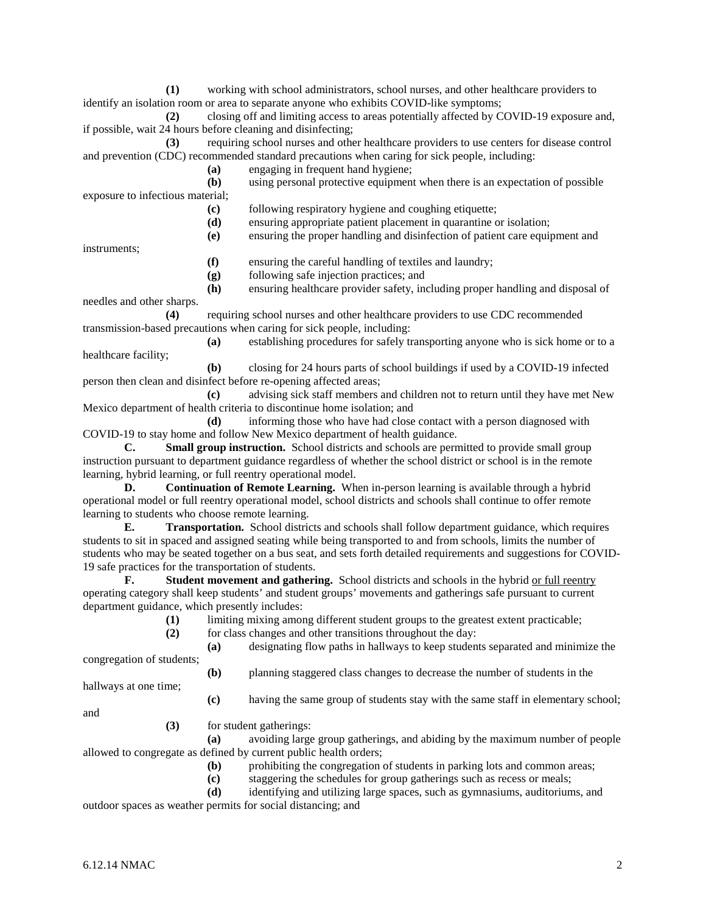**(1)** working with school administrators, school nurses, and other healthcare providers to identify an isolation room or area to separate anyone who exhibits COVID-like symptoms;

**(2)** closing off and limiting access to areas potentially affected by COVID-19 exposure and, if possible, wait 24 hours before cleaning and disinfecting;

**(3)** requiring school nurses and other healthcare providers to use centers for disease control and prevention (CDC) recommended standard precautions when caring for sick people, including:

**(a)** engaging in frequent hand hygiene;

**(b)** using personal protective equipment when there is an expectation of possible exposure to infectious material;

**(c)** following respiratory hygiene and coughing etiquette;

**(d)** ensuring appropriate patient placement in quarantine or isolation;

**(e)** ensuring the proper handling and disinfection of patient care equipment and instruments;

**(f)** ensuring the careful handling of textiles and laundry;

**(g)** following safe injection practices; and

**(h)** ensuring healthcare provider safety, including proper handling and disposal of needles and other sharps.

**(4)** requiring school nurses and other healthcare providers to use CDC recommended transmission-based precautions when caring for sick people, including:

**(a)** establishing procedures for safely transporting anyone who is sick home or to a healthcare facility;

**(b)** closing for 24 hours parts of school buildings if used by a COVID-19 infected person then clean and disinfect before re-opening affected areas;

**(c)** advising sick staff members and children not to return until they have met New Mexico department of health criteria to discontinue home isolation; and

**(d)** informing those who have had close contact with a person diagnosed with COVID-19 to stay home and follow New Mexico department of health guidance.

**C. Small group instruction.** School districts and schools are permitted to provide small group instruction pursuant to department guidance regardless of whether the school district or school is in the remote learning, hybrid learning, or full reentry operational model.

**D. Continuation of Remote Learning.** When in-person learning is available through a hybrid operational model or full reentry operational model, school districts and schools shall continue to offer remote learning to students who choose remote learning.

**E. Transportation.** School districts and schools shall follow department guidance, which requires students to sit in spaced and assigned seating while being transported to and from schools, limits the number of students who may be seated together on a bus seat, and sets forth detailed requirements and suggestions for COVID-19 safe practices for the transportation of students.

**F. Student movement and gathering.** School districts and schools in the hybrid <u>or full reentry</u> operating category shall keep students' and student groups' movements and gatherings safe pursuant to current department guidance, which presently includes:

**(1)** limiting mixing among different student groups to the greatest extent practicable;

**(2)** for class changes and other transitions throughout the day:

**(a)** designating flow paths in hallways to keep students separated and minimize the congregation of students;

**(b)** planning staggered class changes to decrease the number of students in the hallways at one time;

**(c)** having the same group of students stay with the same staff in elementary school; and

**(3)** for student gatherings:

**(a)** avoiding large group gatherings, and abiding by the maximum number of people allowed to congregate as defined by current public health orders;

**(b)** prohibiting the congregation of students in parking lots and common areas;

**(c)** staggering the schedules for group gatherings such as recess or meals;

**(d)** identifying and utilizing large spaces, such as gymnasiums, auditoriums, and outdoor spaces as weather permits for social distancing; and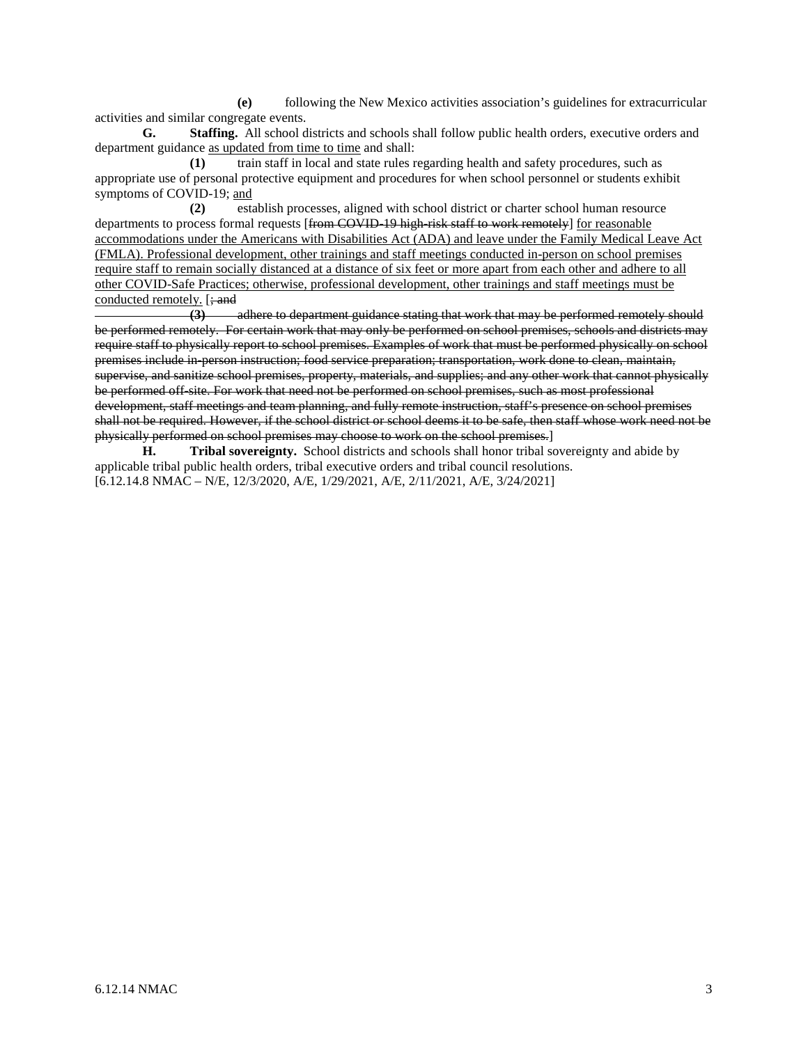**(e)** following the New Mexico activities association's guidelines for extracurricular activities and similar congregate events.

**G. Staffing.** All school districts and schools shall follow public health orders, executive orders and department guidance <u>as updated from time to time</u> and shall:

**(1)** train staff in local and state rules regarding health and safety procedures, such as appropriate use of personal protective equipment and procedures for when school personnel or students exhibit symptoms of COVID-19; <u>and</u>

**(2)** establish processes, aligned with school district or charter school human resource departments to process formal requests [~~from COVID-19 high-risk staff to work remotely~~] <u>for reasonable accommodations under the Americans with Disabilities Act (ADA) and leave under the Family Medical Leave Act (FMLA). Professional development, other trainings and staff meetings conducted in-person on school premises require staff to remain socially distanced at a distance of six feet or more apart from each other and adhere to all other COVID-Safe Practices; otherwise, professional development, other trainings and staff meetings must be conducted remotely.</u> [~~; and~~

~~**(3)** adhere to department guidance stating that work that may be performed remotely should be performed remotely. For certain work that may only be performed on school premises, schools and districts may require staff to physically report to school premises. Examples of work that must be performed physically on school premises include in-person instruction; food service preparation; transportation, work done to clean, maintain, supervise, and sanitize school premises, property, materials, and supplies; and any other work that cannot physically be performed off-site. For work that need not be performed on school premises, such as most professional development, staff meetings and team planning, and fully remote instruction, staff's presence on school premises shall not be required. However, if the school district or school deems it to be safe, then staff whose work need not be physically performed on school premises may choose to work on the school premises.~~]

**H. Tribal sovereignty.** School districts and schools shall honor tribal sovereignty and abide by applicable tribal public health orders, tribal executive orders and tribal council resolutions.

[6.12.14.8 NMAC – N/E, 12/3/2020, A/E, 1/29/2021, A/E, 2/11/2021, A/E, 3/24/2021]